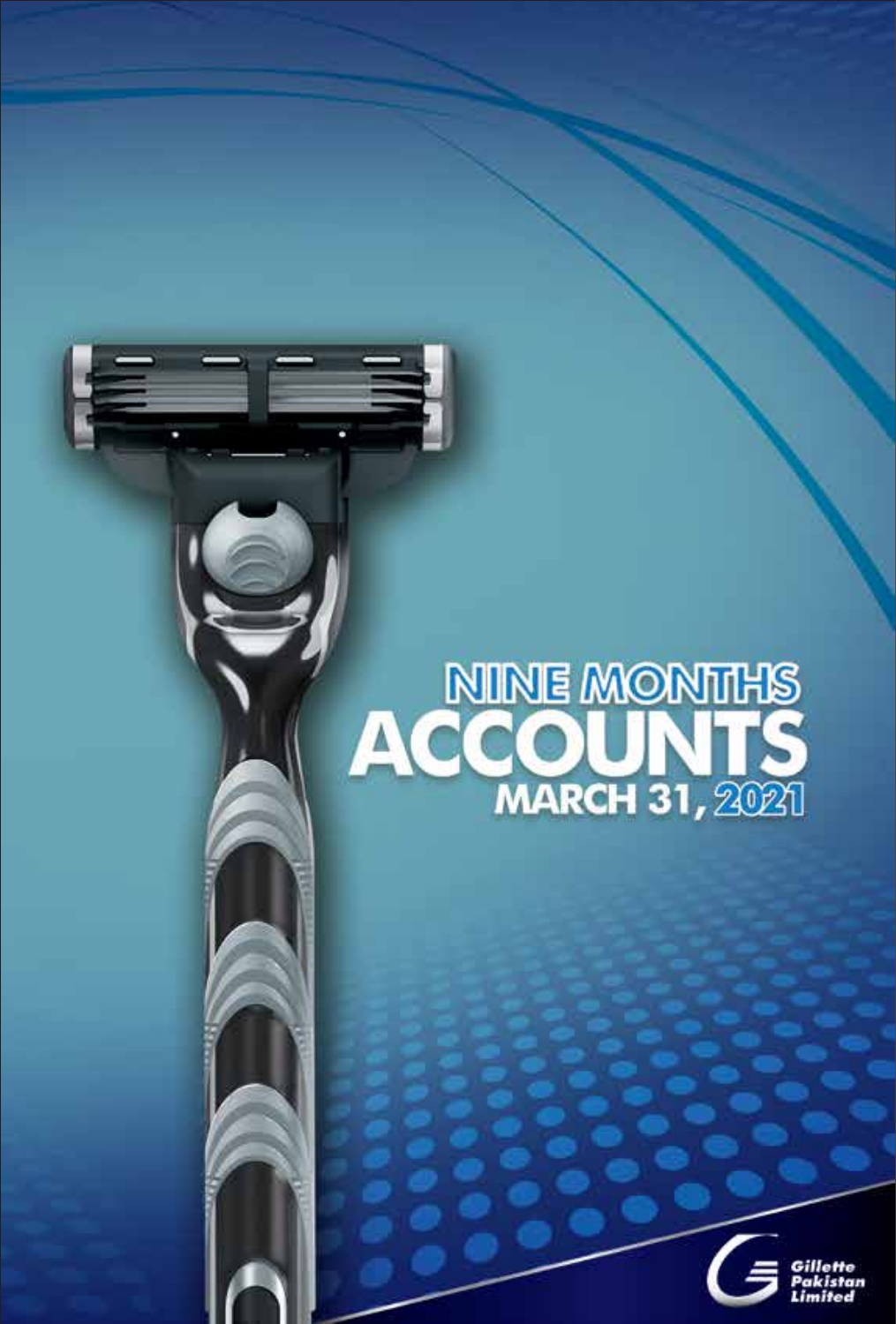# NINE MONTHS ACCOUNTS

## MARCH 31, 2021

Gillette Pakistan Limited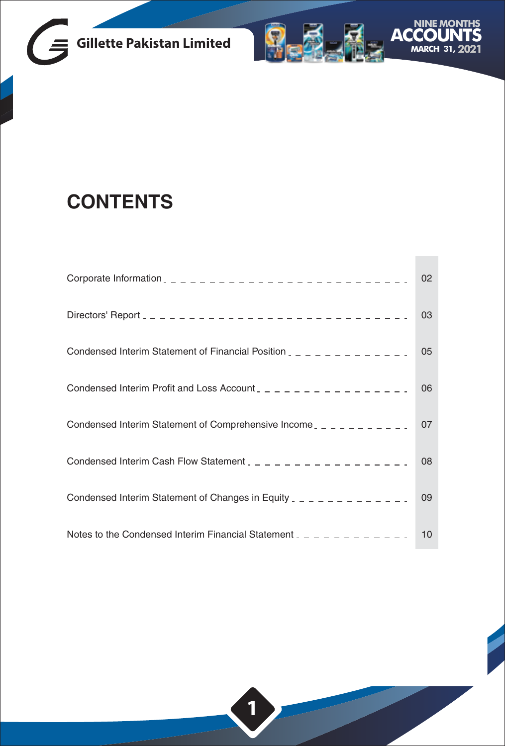# CONTENTS

| | |
|---|---|
| Corporate Information | 02 |
| Directors' Report | 03 |
| Condensed Interim Statement of Financial Position | 05 |
| Condensed Interim Profit and Loss Account | 06 |
| Condensed Interim Statement of Comprehensive Income | 07 |
| Condensed Interim Cash Flow Statement | 08 |
| Condensed Interim Statement of Changes in Equity | 09 |
| Notes to the Condensed Interim Financial Statement | 10 |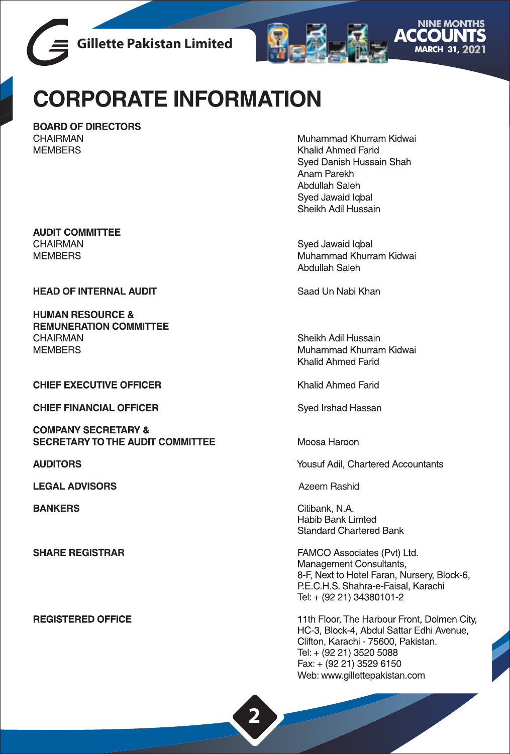# CORPORATE INFORMATION

| | |
|---|---|
| **BOARD OF DIRECTORS** | |
| CHAIRMAN | Muhammad Khurram Kidwai |
| MEMBERS | Khalid Ahmed Farid |
| | Syed Danish Hussain Shah |
| | Anam Parekh |
| | Abdullah Saleh |
| | Syed Jawaid Iqbal |
| | Sheikh Adil Hussain |
| **AUDIT COMMITTEE** | |
| CHAIRMAN | Syed Jawaid Iqbal |
| MEMBERS | Muhammad Khurram Kidwai |
| | Abdullah Saleh |
| **HEAD OF INTERNAL AUDIT** | Saad Un Nabi Khan |
| **HUMAN RESOURCE & REMUNERATION COMMITTEE** | |
| CHAIRMAN | Sheikh Adil Hussain |
| MEMBERS | Muhammad Khurram Kidwai |
| | Khalid Ahmed Farid |
| **CHIEF EXECUTIVE OFFICER** | Khalid Ahmed Farid |
| **CHIEF FINANCIAL OFFICER** | Syed Irshad Hassan |
| **COMPANY SECRETARY & SECRETARY TO THE AUDIT COMMITTEE** | Moosa Haroon |
| **AUDITORS** | Yousuf Adil, Chartered Accountants |
| **LEGAL ADVISORS** | Azeem Rashid |
| **BANKERS** | Citibank, N.A.<br>Habib Bank Limted<br>Standard Chartered Bank |
| **SHARE REGISTRAR** | FAMCO Associates (Pvt) Ltd.<br>Management Consultants,<br>8-F, Next to Hotel Faran, Nursery, Block-6,<br>P.E.C.H.S. Shahra-e-Faisal, Karachi<br>Tel: + (92 21) 34380101-2 |
| **REGISTERED OFFICE** | 11th Floor, The Harbour Front, Dolmen City,<br>HC-3, Block-4, Abdul Sattar Edhi Avenue,<br>Clifton, Karachi - 75600, Pakistan.<br>Tel: + (92 21) 3520 5088<br>Fax: + (92 21) 3529 6150<br>Web: www.gillettepakistan.com |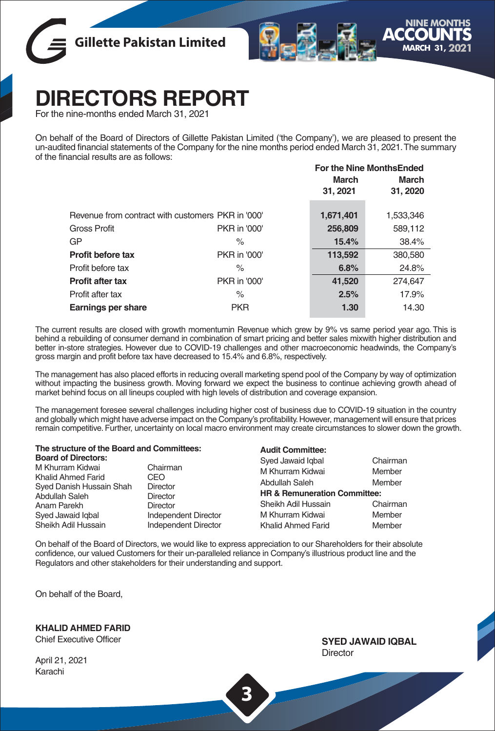# DIRECTORS REPORT

For the nine-months ended March 31, 2021

On behalf of the Board of Directors of Gillette Pakistan Limited ('the Company'), we are pleased to present the un-audited financial statements of the Company for the nine months period ended March 31, 2021. The summary of the financial results are as follows:

| | | For the Nine MonthsEnded | |
|---|---|---|---|
| | | March 31, 2021 | March 31, 2020 |
| Revenue from contract with customers | PKR in '000' | **1,671,401** | 1,533,346 |
| Gross Profit | PKR in '000' | **256,809** | 589,112 |
| GP | % | **15.4%** | 38.4% |
| **Profit before tax** | PKR in '000' | **113,592** | 380,580 |
| Profit before tax | % | **6.8%** | 24.8% |
| **Profit after tax** | PKR in '000' | **41,520** | 274,647 |
| Profit after tax | % | **2.5%** | 17.9% |
| **Earnings per share** | PKR | **1.30** | 14.30 |

The current results are closed with growth momentumin Revenue which grew by 9% vs same period year ago. This is behind a rebuilding of consumer demand in combination of smart pricing and better sales mixwith higher distribution and better in-store strategies. However due to COVID-19 challenges and other macroeconomic headwinds, the Company's gross margin and profit before tax have decreased to 15.4% and 6.8%, respectively.

The management has also placed efforts in reducing overall marketing spend pool of the Company by way of optimization without impacting the business growth. Moving forward we expect the business to continue achieving growth ahead of market behind focus on all lineups coupled with high levels of distribution and coverage expansion.

The management foresee several challenges including higher cost of business due to COVID-19 situation in the country and globally which might have adverse impact on the Company's profitability. However, management will ensure that prices remain competitive. Further, uncertainty on local macro environment may create circumstances to slower down the growth.

**The structure of the Board and Committees:**

**Board of Directors:**

| | |
|---|---|
| M Khurram Kidwai | Chairman |
| Khalid Ahmed Farid | CEO |
| Syed Danish Hussain Shah | Director |
| Abdullah Saleh | Director |
| Anam Parekh | Director |
| Syed Jawaid Iqbal | Independent Director |
| Sheikh Adil Hussain | Independent Director |

**Audit Committee:**

| | |
|---|---|
| Syed Jawaid Iqbal | Chairman |
| M Khurram Kidwai | Member |
| Abdullah Saleh | Member |

**HR & Remuneration Committee:**

| | |
|---|---|
| Sheikh Adil Hussain | Chairman |
| M Khurram Kidwai | Member |
| Khalid Ahmed Farid | Member |

On behalf of the Board of Directors, we would like to express appreciation to our Shareholders for their absolute confidence, our valued Customers for their un-paralleled reliance in Company's illustrious product line and the Regulators and other stakeholders for their understanding and support.

On behalf of the Board,

**KHALID AHMED FARID**
Chief Executive Officer

**SYED JAWAID IQBAL**
Director

April 21, 2021
Karachi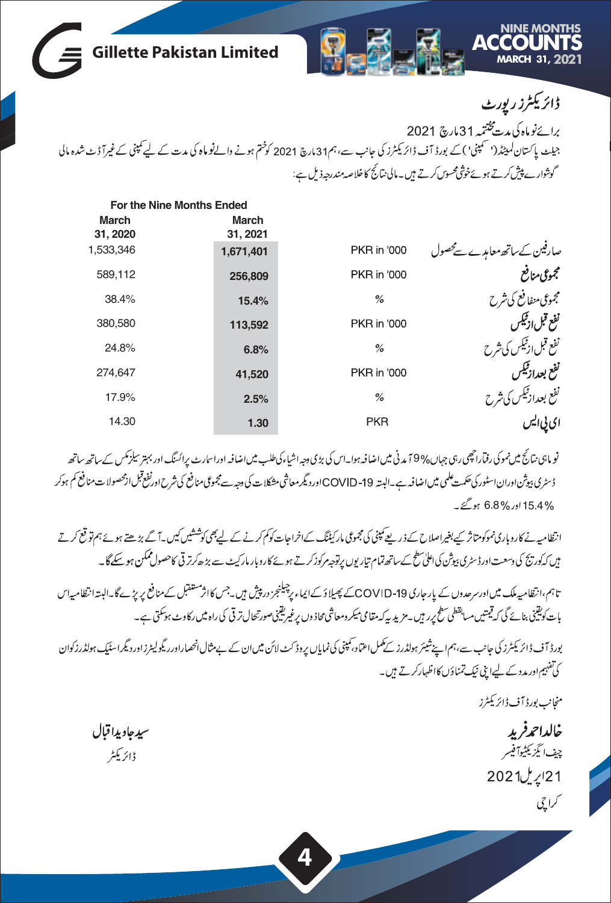# ڈائریکٹرز رپورٹ

برائے نو ماہ کی مدت مختتمہ 31 مارچ 2021

جیلٹ پاکستان لمیٹڈ ("کمپنی") کے بورڈ آف ڈائریکٹرز کی جانب سے، ہم 31 مارچ 2021 کو ختم ہونے والے نو ماہ کی مدت کے لیے کمپنی کے غیر آڈٹ شدہ مالی گوشوارے پیش کرتے ہوئے خوشی محسوس کرتے ہیں۔ مالی نتائج کا خلاصہ مندرجہ ذیل ہے:

| | | For the Nine Months Ended | |
|---|---|---|---|
| | | March 31, 2021 | March 31, 2020 |
| صارفین کے ساتھ معاہدے سے محصول | PKR in '000 | **1,671,401** | 1,533,346 |
| مجموعی منافع | PKR in '000 | **256,809** | 589,112 |
| مجموعی منفافع کی شرح | % | **15.4%** | 38.4% |
| نفع قبل ازٹیکس | PKR in '000 | **113,592** | 380,580 |
| نفع قبل ازٹیکس کی شرح | % | **6.8%** | 24.8% |
| نفع بعدازٹیکس | PKR in '000 | **41,520** | 274,647 |
| نفع بعدازٹیکس کی شرح | % | **2.5%** | 17.9% |
| ای پی ایس | PKR | **1.30** | 14.30 |

نو ماہی نتائج میں نمو کی رفتار اچھی رہی جہاں 9% آمدنی میں اضافہ ہوا۔ اس کی بڑی وجہ اشیاء کی طلب میں اضافہ اور اسمارٹ پرائسنگ اور بہتر سیلز مکس کے ساتھ ساتھ ڈسٹری بیوشن اور ان اسٹور کی حکمت علمی میں اضافہ ہے۔ البتہ COVID-19 اور دیگر معاشی مشکلات کی وجہ سے مجموعی منافع کی شرح اور نفع قبل ازمحصولات منافع کم ہو کر 15.4% اور 6.8% ہو گئے۔

انتظامیہ نے کاروباری نمو کو متاثر کیے بغیر اصلاح کے ذریعے کمپنی کی مجموعی مارکیٹنگ کے اخراجات کو کم کرنے کے لیے بھی کوششیں کیں۔ آگے بڑھتے ہوئے ہم توقع کرتے ہیں کہ کوریج کی وسعت اور ڈسٹری بیوشن کی اعلیٰ سطح کے ساتھ تمام تیاریوں پر توجہ مرکوز کرتے ہوئے کاروبار مارکیٹ سے بڑھ کر ترقی کا حصول ممکن ہو سکے گا۔

تاہم، انتظامیہ ملک میں اور سرحدوں کے پار جاری COVID-19 کے پھیلاؤ کے ایماء پر چیلنجز درپیش ہیں۔ جس کا اثر مستقبل کے منافع پر پڑے گا۔ البتہ انتظامیہ اس بات کو یقینی بنائے گی کہ قیمتیں مسابقتی سطح پر رہیں۔ مزید یہ کہ مقامی میکرو معاشی محاذوں پر غیر یقینی صورتحال ترقی کی راہ میں رکاوٹ ہو سکتی ہے۔

بورڈ آف ڈائریکٹرز کی جانب سے، ہم اپنے شیئر ہولڈرز کے مکمل اعتماد، کمپنی کی نمایاں پروڈکٹ لائن میں ان کے بے مثال انحصار اور ریگولیٹرز اور دیگر اسٹیک ہولڈرز کو ان کی تفہیم اور مدد کے لیے اپنی نیک تمناؤں کا اظہار کرتے ہیں۔

منجانب بورڈ آف ڈائریکٹرز

**خالد احمد فرید**
چیف ایگزیکٹیو آفیسر

**سید جاوید اقبال**
ڈائریکٹر

21 اپریل 2021
کراچی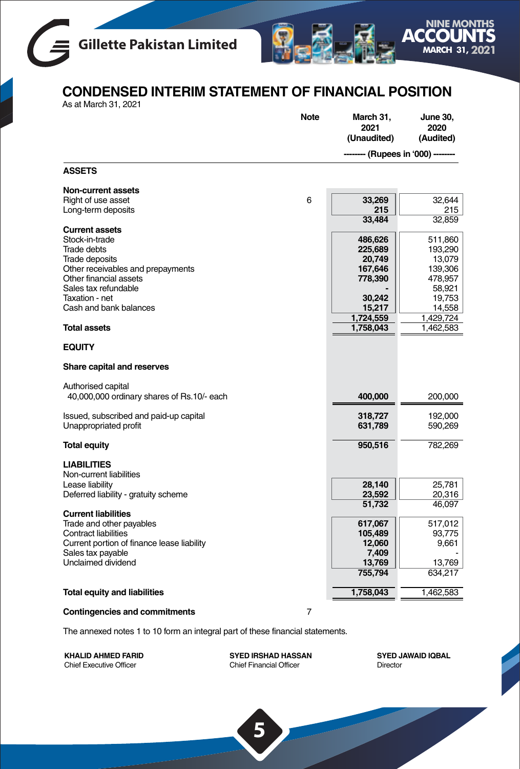# CONDENSED INTERIM STATEMENT OF FINANCIAL POSITION

As at March 31, 2021

| | Note | March 31, 2021 (Unaudited) | June 30, 2020 (Audited) |
|---|---|---|---|
| | | -------- (Rupees in '000) -------- | |
| **ASSETS** | | | |
| **Non-current assets** | | | |
| Right of use asset | 6 | **33,269** | 32,644 |
| Long-term deposits | | **215** | 215 |
| | | **33,484** | 32,859 |
| **Current assets** | | | |
| Stock-in-trade | | **486,626** | 511,860 |
| Trade debts | | **225,689** | 193,290 |
| Trade deposits | | **20,749** | 13,079 |
| Other receivables and prepayments | | **167,646** | 139,306 |
| Other financial assets | | **778,390** | 478,957 |
| Sales tax refundable | | **-** | 58,921 |
| Taxation - net | | **30,242** | 19,753 |
| Cash and bank balances | | **15,217** | 14,558 |
| | | **1,724,559** | 1,429,724 |
| **Total assets** | | **1,758,043** | 1,462,583 |
| **EQUITY** | | | |
| **Share capital and reserves** | | | |
| Authorised capital<br>40,000,000 ordinary shares of Rs.10/- each | | **400,000** | 200,000 |
| Issued, subscribed and paid-up capital | | **318,727** | 192,000 |
| Unappropriated profit | | **631,789** | 590,269 |
| **Total equity** | | **950,516** | 782,269 |
| **LIABILITIES** | | | |
| Non-current liabilities | | | |
| Lease liability | | **28,140** | 25,781 |
| Deferred liability - gratuity scheme | | **23,592** | 20,316 |
| | | **51,732** | 46,097 |
| **Current liabilities** | | | |
| Trade and other payables | | **617,067** | 517,012 |
| Contract liabilities | | **105,489** | 93,775 |
| Current portion of finance lease liability | | **12,060** | 9,661 |
| Sales tax payable | | **7,409** | - |
| Unclaimed dividend | | **13,769** | 13,769 |
| | | **755,794** | 634,217 |
| **Total equity and liabilities** | | **1,758,043** | 1,462,583 |
| **Contingencies and commitments** | 7 | | |

The annexed notes 1 to 10 form an integral part of these financial statements.

| **KHALID AHMED FARID** | **SYED IRSHAD HASSAN** | **SYED JAWAID IQBAL** |
|---|---|---|
| Chief Executive Officer | Chief Financial Officer | Director |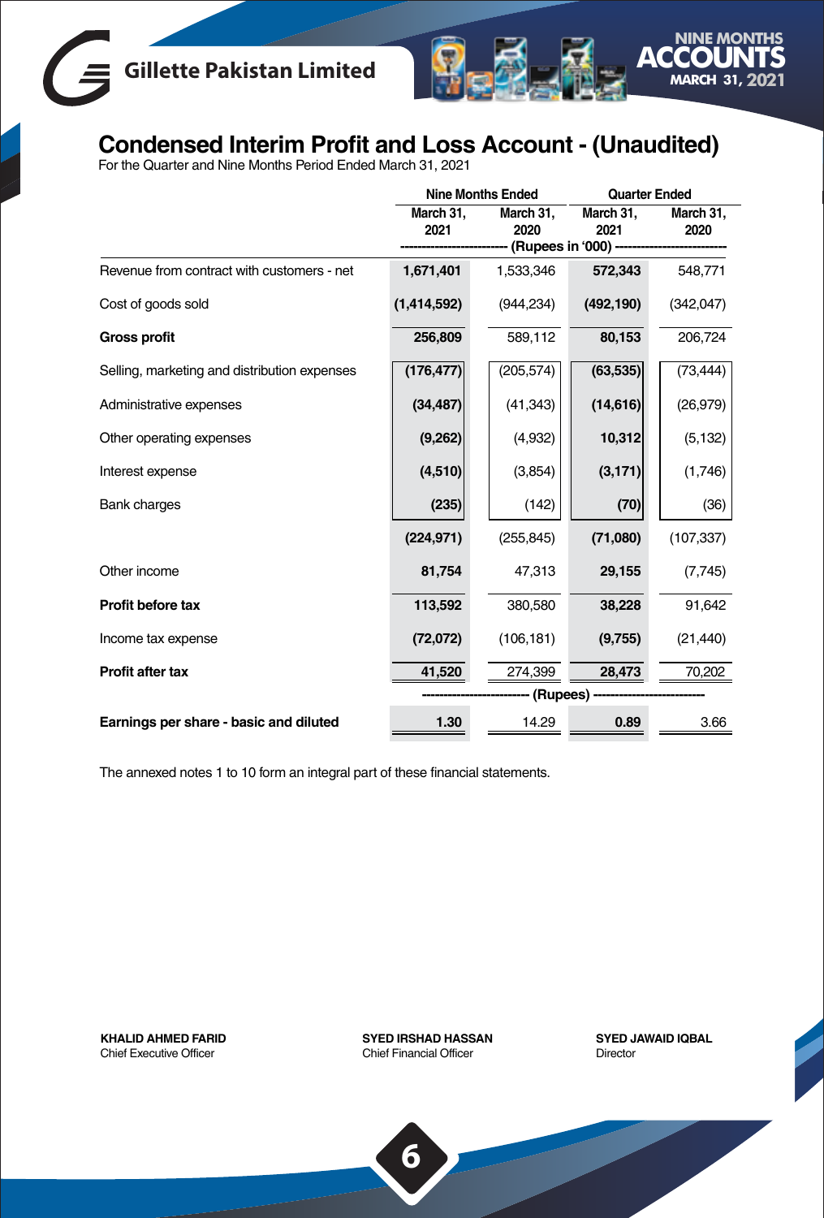# Condensed Interim Profit and Loss Account - (Unaudited)

For the Quarter and Nine Months Period Ended March 31, 2021

| | Nine Months Ended | | Quarter Ended | |
|---|---|---|---|---|
| | March 31, 2021 | March 31, 2020 | March 31, 2021 | March 31, 2020 |
| | ------------------------ (Rupees in '000) ------------------------ | | | |
| Revenue from contract with customers - net | **1,671,401** | 1,533,346 | **572,343** | 548,771 |
| Cost of goods sold | **(1,414,592)** | (944,234) | **(492,190)** | (342,047) |
| **Gross profit** | **256,809** | 589,112 | **80,153** | 206,724 |
| Selling, marketing and distribution expenses | **(176,477)** | (205,574) | **(63,535)** | (73,444) |
| Administrative expenses | **(34,487)** | (41,343) | **(14,616)** | (26,979) |
| Other operating expenses | **(9,262)** | (4,932) | **10,312** | (5,132) |
| Interest expense | **(4,510)** | (3,854) | **(3,171)** | (1,746) |
| Bank charges | **(235)** | (142) | **(70)** | (36) |
| | **(224,971)** | (255,845) | **(71,080)** | (107,337) |
| Other income | **81,754** | 47,313 | **29,155** | (7,745) |
| **Profit before tax** | **113,592** | 380,580 | **38,228** | 91,642 |
| Income tax expense | **(72,072)** | (106,181) | **(9,755)** | (21,440) |
| **Profit after tax** | **41,520** | 274,399 | **28,473** | 70,202 |
| | ------------------------ (Rupees) ------------------------ | | | |
| **Earnings per share - basic and diluted** | **1.30** | 14.29 | **0.89** | 3.66 |

The annexed notes 1 to 10 form an integral part of these financial statements.

**KHALID AHMED FARID**
Chief Executive Officer

**SYED IRSHAD HASSAN**
Chief Financial Officer

**SYED JAWAID IQBAL**
Director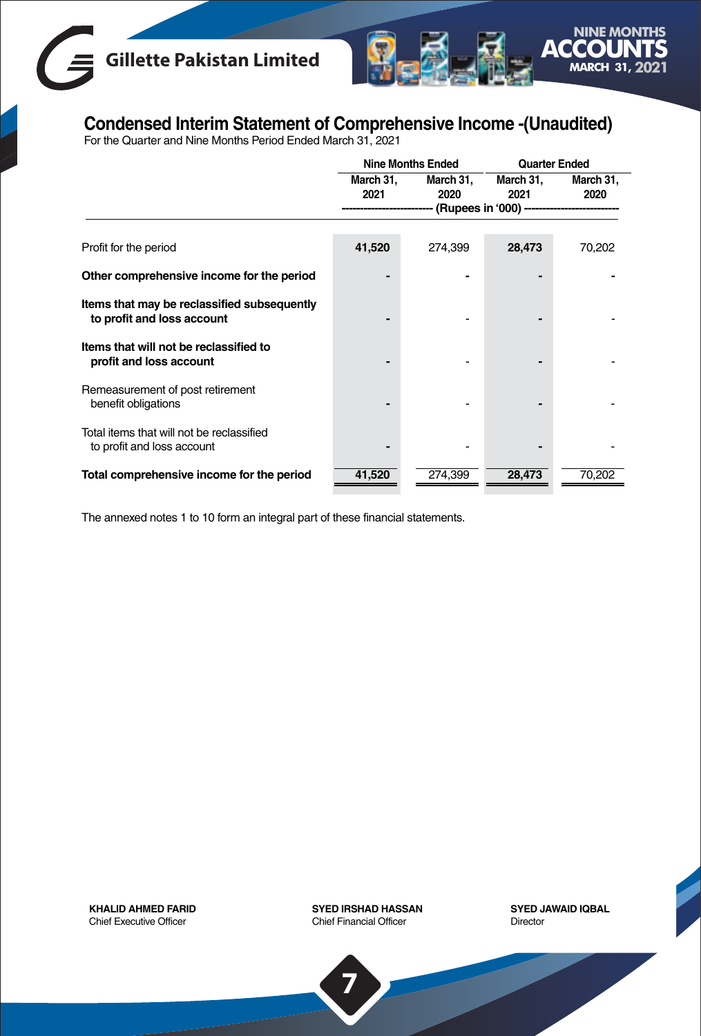# Condensed Interim Statement of Comprehensive Income -(Unaudited)

For the Quarter and Nine Months Period Ended March 31, 2021

| | Nine Months Ended | | Quarter Ended | |
|---|---|---|---|---|
| | March 31, 2021 | March 31, 2020 | March 31, 2021 | March 31, 2020 |
| | (Rupees in '000) | | | |
| Profit for the period | **41,520** | 274,399 | **28,473** | 70,202 |
| **Other comprehensive income for the period** | **-** | **-** | **-** | **-** |
| **Items that may be reclassified subsequently to profit and loss account** | **-** | - | **-** | - |
| **Items that will not be reclassified to profit and loss account** | **-** | - | **-** | - |
| Remeasurement of post retirement benefit obligations | **-** | - | **-** | - |
| Total items that will not be reclassified to profit and loss account | **-** | - | **-** | - |
| **Total comprehensive income for the period** | **41,520** | 274,399 | **28,473** | 70,202 |

The annexed notes 1 to 10 form an integral part of these financial statements.

**KHALID AHMED FARID**
Chief Executive Officer

**SYED IRSHAD HASSAN**
Chief Financial Officer

**SYED JAWAID IQBAL**
Director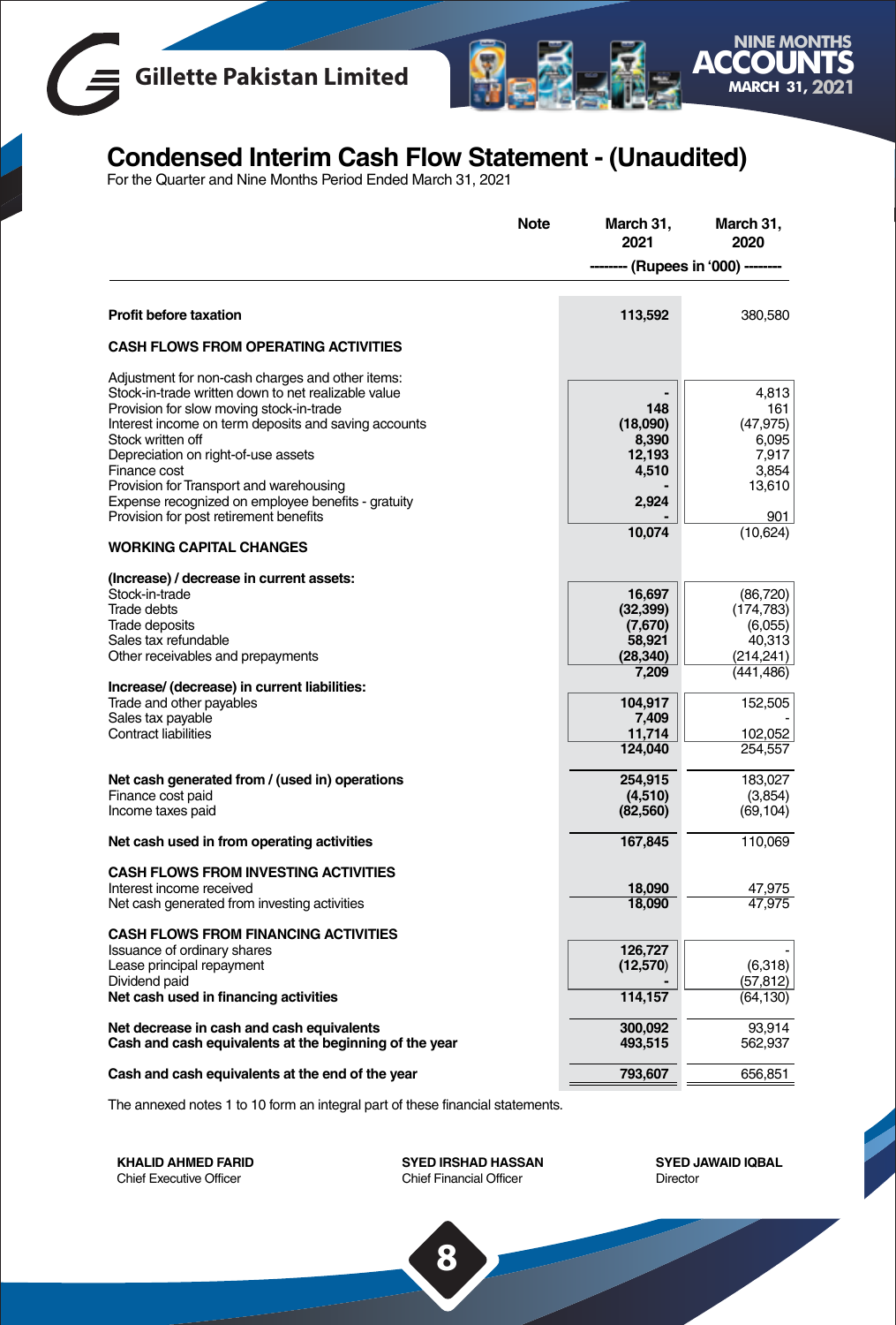# Gillette Pakistan Limited

## Condensed Interim Cash Flow Statement - (Unaudited)

For the Quarter and Nine Months Period Ended March 31, 2021

| | Note | March 31, 2021 | March 31, 2020 |
|---|---|---|---|
| | | -------- (Rupees in '000) -------- | |
| **Profit before taxation** | | **113,592** | 380,580 |
| **CASH FLOWS FROM OPERATING ACTIVITIES** | | | |
| Adjustment for non-cash charges and other items: | | | |
| Stock-in-trade written down to net realizable value | | **-** | 4,813 |
| Provision for slow moving stock-in-trade | | **148** | 161 |
| Interest income on term deposits and saving accounts | | **(18,090)** | (47,975) |
| Stock written off | | **8,390** | 6,095 |
| Depreciation on right-of-use assets | | **12,193** | 7,917 |
| Finance cost | | **4,510** | 3,854 |
| Provision for Transport and warehousing | | **-** | 13,610 |
| Expense recognized on employee benefits - gratuity | | **2,924** | |
| Provision for post retirement benefits | | **-** | 901 |
| | | **10,074** | (10,624) |
| **WORKING CAPITAL CHANGES** | | | |
| **(Increase) / decrease in current assets:** | | | |
| Stock-in-trade | | **16,697** | (86,720) |
| Trade debts | | **(32,399)** | (174,783) |
| Trade deposits | | **(7,670)** | (6,055) |
| Sales tax refundable | | **58,921** | 40,313 |
| Other receivables and prepayments | | **(28,340)** | (214,241) |
| | | **7,209** | (441,486) |
| **Increase/ (decrease) in current liabilities:** | | | |
| Trade and other payables | | **104,917** | 152,505 |
| Sales tax payable | | **7,409** | - |
| Contract liabilities | | **11,714** | 102,052 |
| | | **124,040** | 254,557 |
| **Net cash generated from / (used in) operations** | | **254,915** | 183,027 |
| Finance cost paid | | **(4,510)** | (3,854) |
| Income taxes paid | | **(82,560)** | (69,104) |
| **Net cash used in from operating activities** | | **167,845** | 110,069 |
| **CASH FLOWS FROM INVESTING ACTIVITIES** | | | |
| Interest income received | | **18,090** | 47,975 |
| Net cash generated from investing activities | | **18,090** | 47,975 |
| **CASH FLOWS FROM FINANCING ACTIVITIES** | | | |
| Issuance of ordinary shares | | **126,727** | - |
| Lease principal repayment | | **(12,570)** | (6,318) |
| Dividend paid | | **-** | (57,812) |
| **Net cash used in financing activities** | | **114,157** | (64,130) |
| **Net decrease in cash and cash equivalents** | | **300,092** | 93,914 |
| **Cash and cash equivalents at the beginning of the year** | | **493,515** | 562,937 |
| **Cash and cash equivalents at the end of the year** | | **793,607** | 656,851 |

The annexed notes 1 to 10 form an integral part of these financial statements.

**KHALID AHMED FARID**
Chief Executive Officer

**SYED IRSHAD HASSAN**
Chief Financial Officer

**SYED JAWAID IQBAL**
Director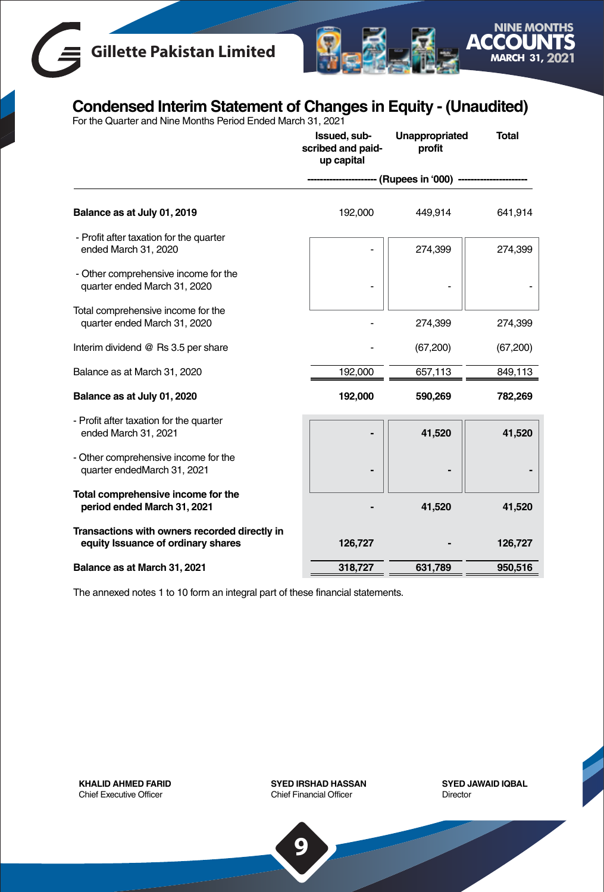## Condensed Interim Statement of Changes in Equity - (Unaudited)

For the Quarter and Nine Months Period Ended March 31, 2021

| | Issued, sub-scribed and paid-up capital | Unappropriated profit | Total |
|---|---|---|---|
| | ---------------------- (Rupees in '000) | ---------------------- | |
| **Balance as at July 01, 2019** | 192,000 | 449,914 | 641,914 |
| - Profit after taxation for the quarter ended March 31, 2020 | - | 274,399 | 274,399 |
| - Other comprehensive income for the quarter ended March 31, 2020 | - | - | - |
| Total comprehensive income for the quarter ended March 31, 2020 | - | 274,399 | 274,399 |
| Interim dividend @ Rs 3.5 per share | - | (67,200) | (67,200) |
| Balance as at March 31, 2020 | 192,000 | 657,113 | 849,113 |
| **Balance as at July 01, 2020** | **192,000** | **590,269** | **782,269** |
| - Profit after taxation for the quarter ended March 31, 2021 | **-** | **41,520** | **41,520** |
| - Other comprehensive income for the quarter endedMarch 31, 2021 | **-** | **-** | **-** |
| **Total comprehensive income for the period ended March 31, 2021** | **-** | **41,520** | **41,520** |
| **Transactions with owners recorded directly in equity Issuance of ordinary shares** | **126,727** | **-** | **126,727** |
| **Balance as at March 31, 2021** | **318,727** | **631,789** | **950,516** |

The annexed notes 1 to 10 form an integral part of these financial statements.

**KHALID AHMED FARID**
Chief Executive Officer

**SYED IRSHAD HASSAN**
Chief Financial Officer

**SYED JAWAID IQBAL**
Director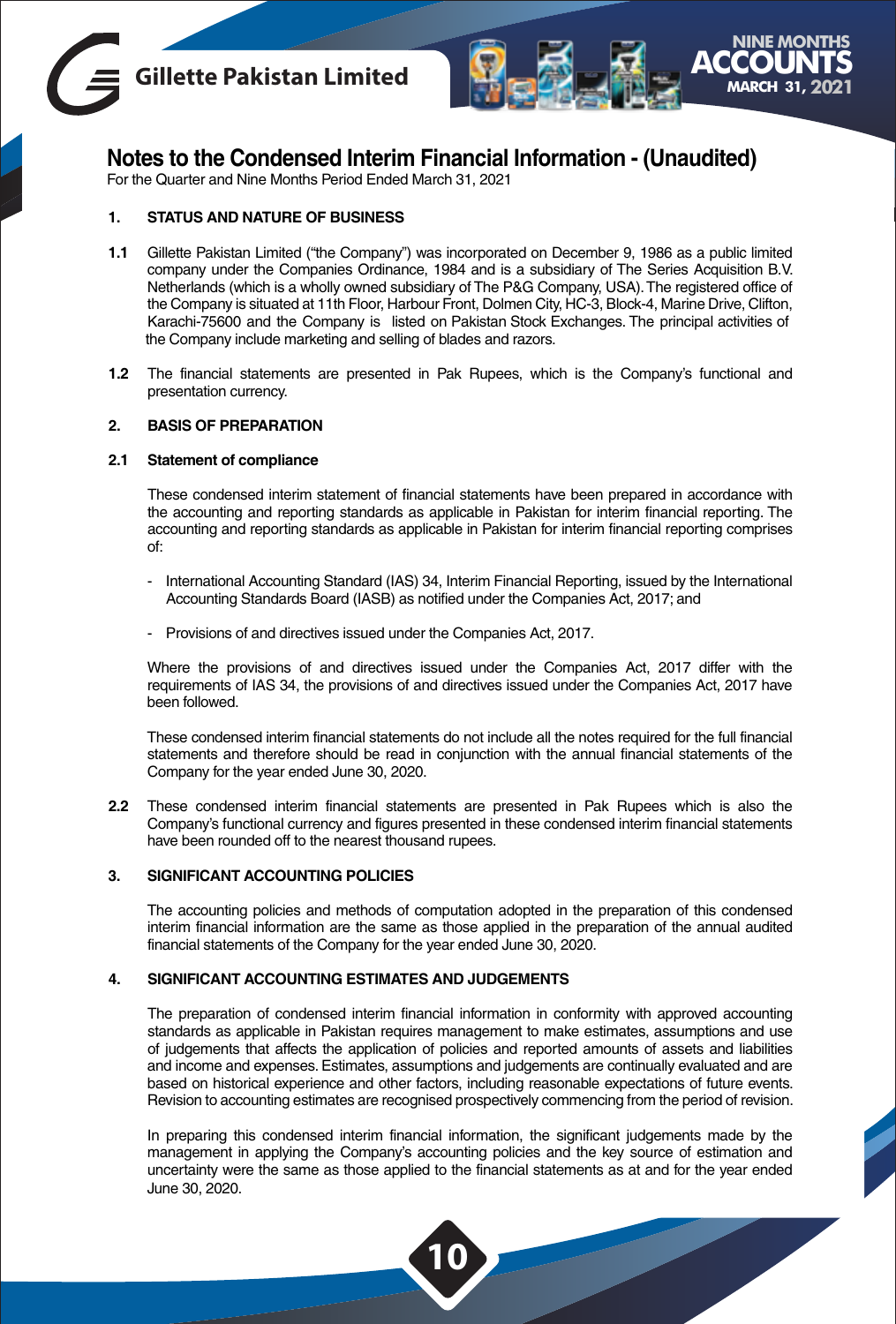# Notes to the Condensed Interim Financial Information - (Unaudited)

For the Quarter and Nine Months Period Ended March 31, 2021

## 1. STATUS AND NATURE OF BUSINESS

**1.1** Gillette Pakistan Limited ("the Company") was incorporated on December 9, 1986 as a public limited company under the Companies Ordinance, 1984 and is a subsidiary of The Series Acquisition B.V. Netherlands (which is a wholly owned subsidiary of The P&G Company, USA). The registered office of the Company is situated at 11th Floor, Harbour Front, Dolmen City, HC-3, Block-4, Marine Drive, Clifton, Karachi-75600 and the Company is listed on Pakistan Stock Exchanges. The principal activities of the Company include marketing and selling of blades and razors.

**1.2** The financial statements are presented in Pak Rupees, which is the Company's functional and presentation currency.

## 2. BASIS OF PREPARATION

### 2.1 Statement of compliance

These condensed interim statement of financial statements have been prepared in accordance with the accounting and reporting standards as applicable in Pakistan for interim financial reporting. The accounting and reporting standards as applicable in Pakistan for interim financial reporting comprises of:

- International Accounting Standard (IAS) 34, Interim Financial Reporting, issued by the International Accounting Standards Board (IASB) as notified under the Companies Act, 2017; and
- Provisions of and directives issued under the Companies Act, 2017.

Where the provisions of and directives issued under the Companies Act, 2017 differ with the requirements of IAS 34, the provisions of and directives issued under the Companies Act, 2017 have been followed.

These condensed interim financial statements do not include all the notes required for the full financial statements and therefore should be read in conjunction with the annual financial statements of the Company for the year ended June 30, 2020.

**2.2** These condensed interim financial statements are presented in Pak Rupees which is also the Company's functional currency and figures presented in these condensed interim financial statements have been rounded off to the nearest thousand rupees.

## 3. SIGNIFICANT ACCOUNTING POLICIES

The accounting policies and methods of computation adopted in the preparation of this condensed interim financial information are the same as those applied in the preparation of the annual audited financial statements of the Company for the year ended June 30, 2020.

## 4. SIGNIFICANT ACCOUNTING ESTIMATES AND JUDGEMENTS

The preparation of condensed interim financial information in conformity with approved accounting standards as applicable in Pakistan requires management to make estimates, assumptions and use of judgements that affects the application of policies and reported amounts of assets and liabilities and income and expenses. Estimates, assumptions and judgements are continually evaluated and are based on historical experience and other factors, including reasonable expectations of future events. Revision to accounting estimates are recognised prospectively commencing from the period of revision.

In preparing this condensed interim financial information, the significant judgements made by the management in applying the Company's accounting policies and the key source of estimation and uncertainty were the same as those applied to the financial statements as at and for the year ended June 30, 2020.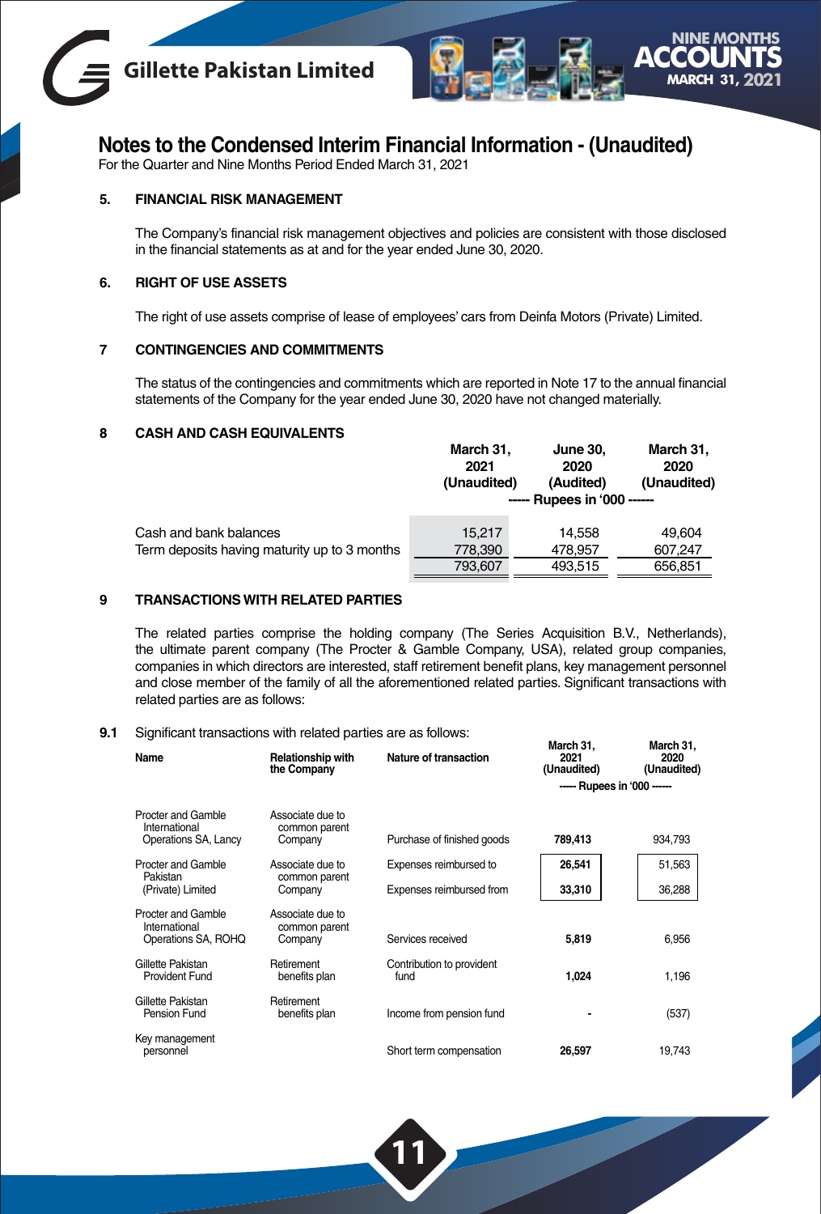# Notes to the Condensed Interim Financial Information - (Unaudited)

For the Quarter and Nine Months Period Ended March 31, 2021

## 5. FINANCIAL RISK MANAGEMENT

The Company's financial risk management objectives and policies are consistent with those disclosed in the financial statements as at and for the year ended June 30, 2020.

## 6. RIGHT OF USE ASSETS

The right of use assets comprise of lease of employees' cars from Deinfa Motors (Private) Limited.

## 7 CONTINGENCIES AND COMMITMENTS

The status of the contingencies and commitments which are reported in Note 17 to the annual financial statements of the Company for the year ended June 30, 2020 have not changed materially.

## 8 CASH AND CASH EQUIVALENTS

| | March 31, 2021 (Unaudited) | June 30, 2020 (Audited) | March 31, 2020 (Unaudited) |
|---|---|---|---|
| | ----- Rupees in '000 ------ | | |
| Cash and bank balances | 15,217 | 14,558 | 49,604 |
| Term deposits having maturity up to 3 months | 778,390 | 478,957 | 607,247 |
| | 793,607 | 493,515 | 656,851 |

## 9 TRANSACTIONS WITH RELATED PARTIES

The related parties comprise the holding company (The Series Acquisition B.V., Netherlands), the ultimate parent company (The Procter & Gamble Company, USA), related group companies, companies in which directors are interested, staff retirement benefit plans, key management personnel and close member of the family of all the aforementioned related parties. Significant transactions with related parties are as follows:

**9.1** Significant transactions with related parties are as follows:

| Name | Relationship with the Company | Nature of transaction | March 31, 2021 (Unaudited) | March 31, 2020 (Unaudited) |
|---|---|---|---|---|
| | | | ----- Rupees in '000 ------ | |
| Procter and Gamble International Operations SA, Lancy | Associate due to common parent Company | Purchase of finished goods | **789,413** | 934,793 |
| Procter and Gamble Pakistan (Private) Limited | Associate due to common parent Company | Expenses reimbursed to | **26,541** | 51,563 |
| | | Expenses reimbursed from | **33,310** | 36,288 |
| Procter and Gamble International Operations SA, ROHQ | Associate due to common parent Company | Services received | **5,819** | 6,956 |
| Gillette Pakistan Provident Fund | Retirement benefits plan | Contribution to provident fund | **1,024** | 1,196 |
| Gillette Pakistan Pension Fund | Retirement benefits plan | Income from pension fund | **-** | (537) |
| Key management personnel | | Short term compensation | **26,597** | 19,743 |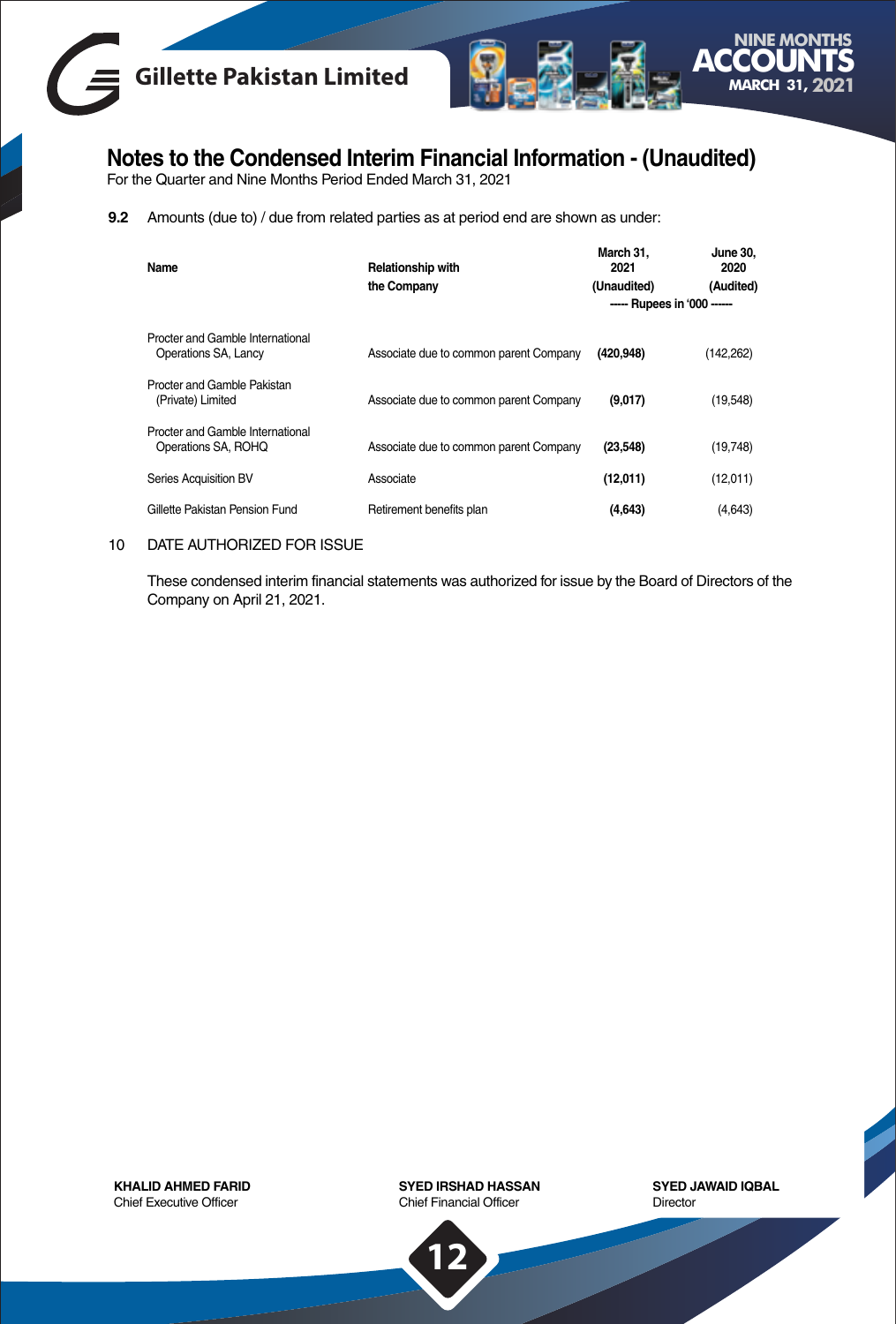## Notes to the Condensed Interim Financial Information - (Unaudited)

For the Quarter and Nine Months Period Ended March 31, 2021

**9.2** Amounts (due to) / due from related parties as at period end are shown as under:

| Name | Relationship with the Company | March 31, 2021 (Unaudited) | June 30, 2020 (Audited) |
|---|---|---|---|
| | | ----- Rupees in '000 ------ | |
| Procter and Gamble International Operations SA, Lancy | Associate due to common parent Company | **(420,948)** | (142,262) |
| Procter and Gamble Pakistan (Private) Limited | Associate due to common parent Company | **(9,017)** | (19,548) |
| Procter and Gamble International Operations SA, ROHQ | Associate due to common parent Company | **(23,548)** | (19,748) |
| Series Acquisition BV | Associate | **(12,011)** | (12,011) |
| Gillette Pakistan Pension Fund | Retirement benefits plan | **(4,643)** | (4,643) |

10 DATE AUTHORIZED FOR ISSUE

These condensed interim financial statements was authorized for issue by the Board of Directors of the Company on April 21, 2021.

**KHALID AHMED FARID**
Chief Executive Officer

**SYED IRSHAD HASSAN**
Chief Financial Officer

**SYED JAWAID IQBAL**
Director